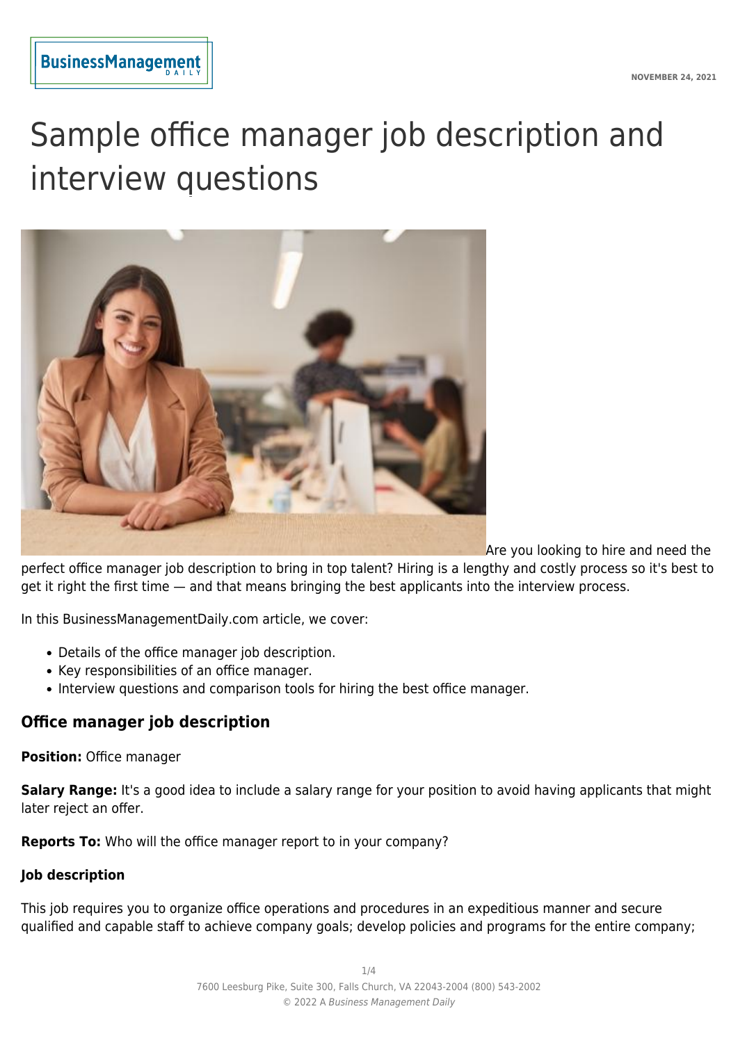# Sample office manager job description and interview questions

Are you looking to hire and need the perfect office manager job description to bring in top talent? Hiring is a lengthy and costly process so it's best to get it right the first time — and that means bringing the best applicants into the interview process.

In this BusinessManagementDaily.com article, we cover:

- Details of the office manager job description.
- Key responsibilities of an office manager.
- Interview questions and comparison tools for hiring the best office manager.

## Office manager job description

**Position:** Office manager

**Salary Range:** It's a good idea to include a salary range for your position to avoid having applicants that might later reject an offer.

**Reports To:** Who will the office manager report to in your company?

### Job description

This job requires you to organize office operations and procedures in an expeditious manner and secure qualified and capable staff to achieve company goals; develop policies and programs for the entire company;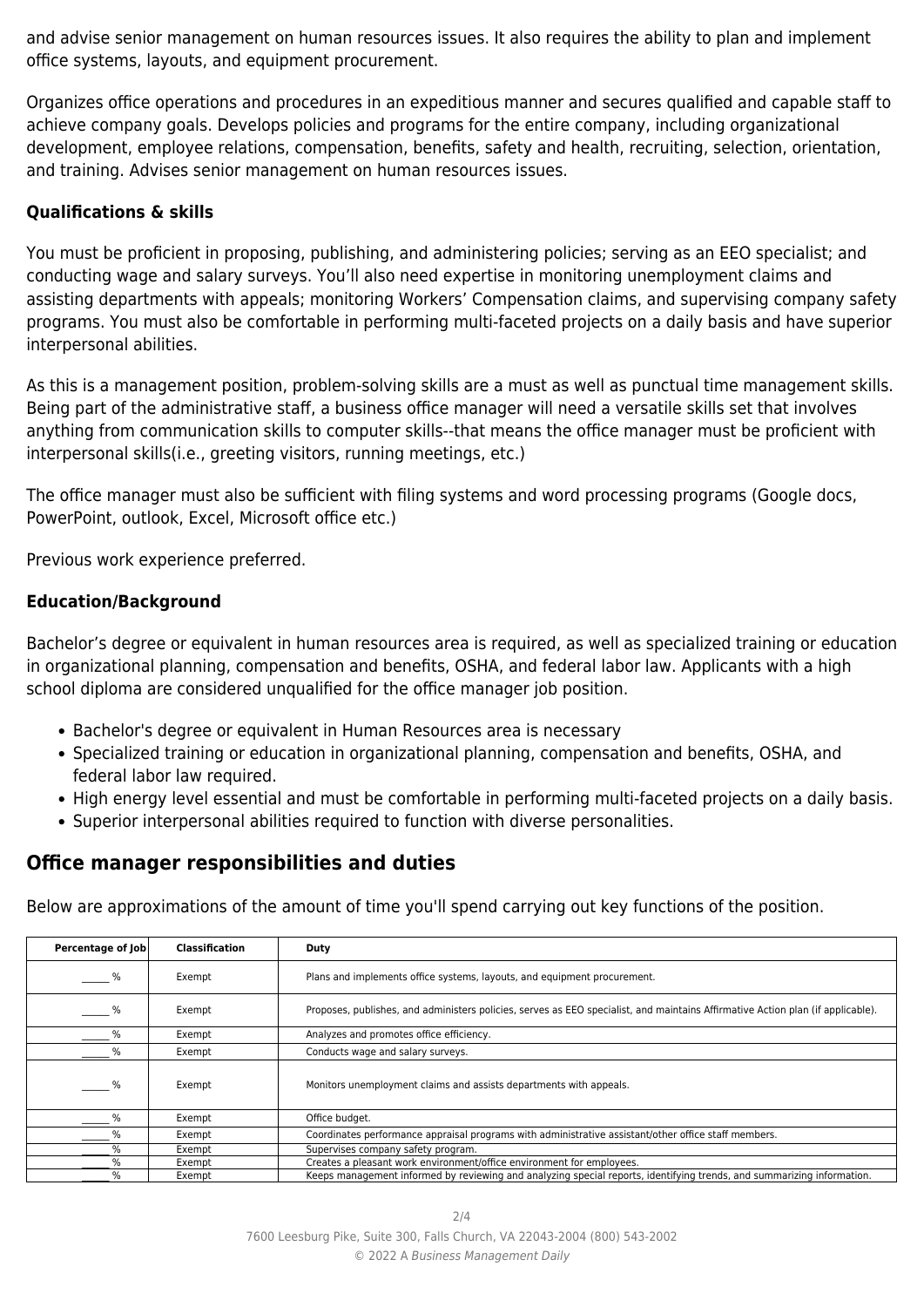and advise senior management on human resources issues. It also requires the ability to plan and implement office systems, layouts, and equipment procurement.

Organizes office operations and procedures in an expeditious manner and secures qualified and capable staff to achieve company goals. Develops policies and programs for the entire company, including organizational development, employee relations, compensation, benefits, safety and health, recruiting, selection, orientation, and training. Advises senior management on human resources issues.

### Qualifications & skills

You must be proficient in proposing, publishing, and administering policies; serving as an EEO specialist; and conducting wage and salary surveys. You'll also need expertise in monitoring unemployment claims and assisting departments with appeals; monitoring Workers' Compensation claims, and supervising company safety programs. You must also be comfortable in performing multi-faceted projects on a daily basis and have superior interpersonal abilities.

As this is a management position, problem-solving skills are a must as well as punctual time management skills. Being part of the administrative staff, a business office manager will need a versatile skills set that involves anything from communication skills to computer skills--that means the office manager must be proficient with interpersonal skills(i.e., greeting visitors, running meetings, etc.)

The office manager must also be sufficient with filing systems and word processing programs (Google docs, PowerPoint, outlook, Excel, Microsoft office etc.)

Previous work experience preferred.

### Education/Background

Bachelor's degree or equivalent in human resources area is required, as well as specialized training or education in organizational planning, compensation and benefits, OSHA, and federal labor law. Applicants with a high school diploma are considered unqualified for the office manager job position.

- Bachelor's degree or equivalent in Human Resources area is necessary
- Specialized training or education in organizational planning, compensation and benefits, OSHA, and federal labor law required.
- High energy level essential and must be comfortable in performing multi-faceted projects on a daily basis.
- Superior interpersonal abilities required to function with diverse personalities.

## Office manager responsibilities and duties

Below are approximations of the amount of time you'll spend carrying out key functions of the position.

| Percentage of Job | Classification | Duty |
|---|---|---|
| _____ % | Exempt | Plans and implements office systems, layouts, and equipment procurement. |
| _____ % | Exempt | Proposes, publishes, and administers policies, serves as EEO specialist, and maintains Affirmative Action plan (if applicable). |
| _____ % | Exempt | Analyzes and promotes office efficiency. |
| _____ % | Exempt | Conducts wage and salary surveys. |
| _____ % | Exempt | Monitors unemployment claims and assists departments with appeals. |
| _____ % | Exempt | Office budget. |
| _____ % | Exempt | Coordinates performance appraisal programs with administrative assistant/other office staff members. |
| _____ % | Exempt | Supervises company safety program. |
| _____ % | Exempt | Creates a pleasant work environment/office environment for employees. |
| _____ % | Exempt | Keeps management informed by reviewing and analyzing special reports, identifying trends, and summarizing information. |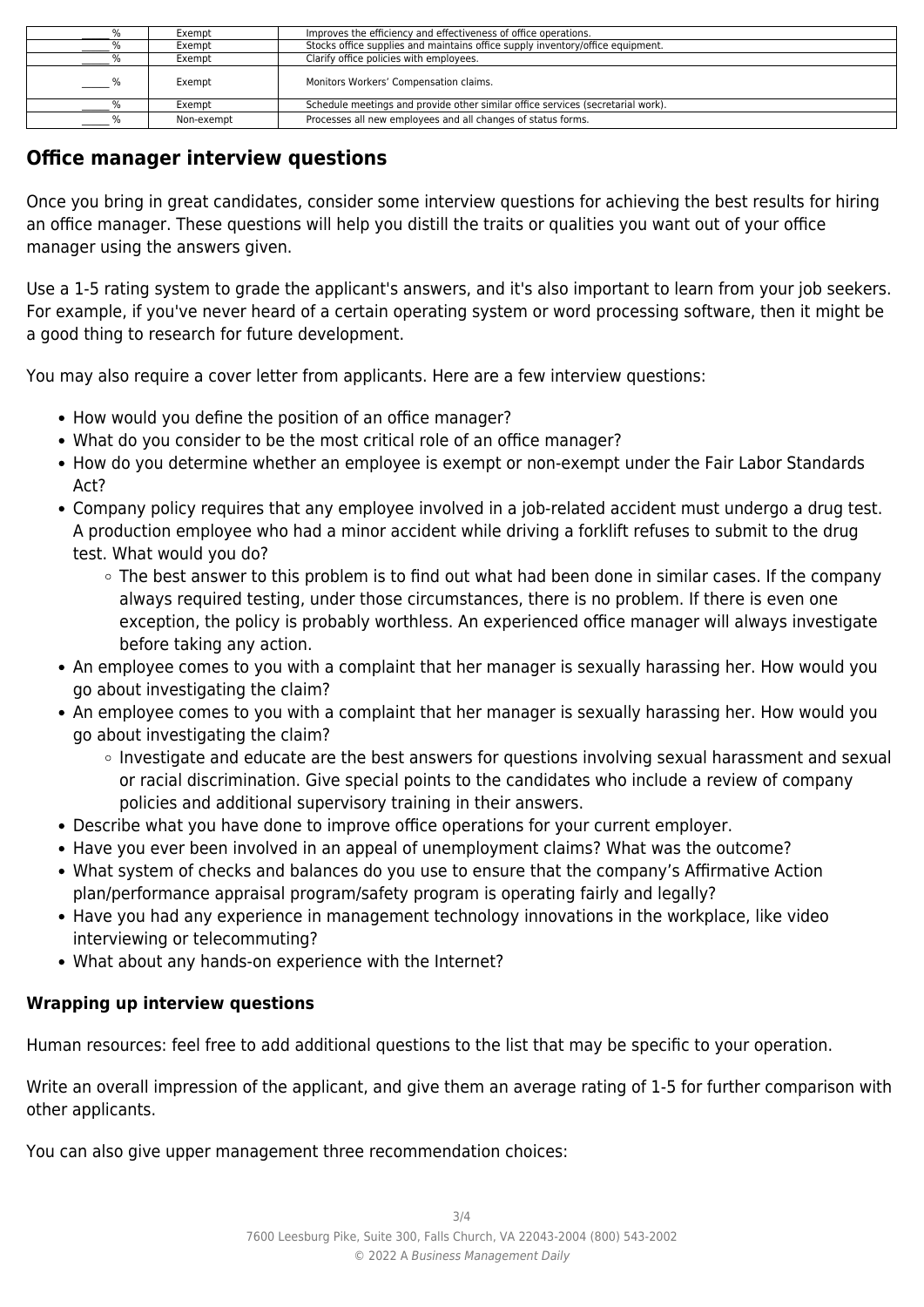| | | |
|---|---|---|
| _____ % | Exempt | Improves the efficiency and effectiveness of office operations. |
| _____ % | Exempt | Stocks office supplies and maintains office supply inventory/office equipment. |
| _____ % | Exempt | Clarify office policies with employees. |
| _____ % | Exempt | Monitors Workers' Compensation claims. |
| _____ % | Exempt | Schedule meetings and provide other similar office services (secretarial work). |
| _____ % | Non-exempt | Processes all new employees and all changes of status forms. |

## Office manager interview questions

Once you bring in great candidates, consider some interview questions for achieving the best results for hiring an office manager. These questions will help you distill the traits or qualities you want out of your office manager using the answers given.

Use a 1-5 rating system to grade the applicant's answers, and it's also important to learn from your job seekers. For example, if you've never heard of a certain operating system or word processing software, then it might be a good thing to research for future development.

You may also require a cover letter from applicants. Here are a few interview questions:

- How would you define the position of an office manager?
- What do you consider to be the most critical role of an office manager?
- How do you determine whether an employee is exempt or non-exempt under the Fair Labor Standards Act?
- Company policy requires that any employee involved in a job-related accident must undergo a drug test. A production employee who had a minor accident while driving a forklift refuses to submit to the drug test. What would you do?
  - The best answer to this problem is to find out what had been done in similar cases. If the company always required testing, under those circumstances, there is no problem. If there is even one exception, the policy is probably worthless. An experienced office manager will always investigate before taking any action.
- An employee comes to you with a complaint that her manager is sexually harassing her. How would you go about investigating the claim?
- An employee comes to you with a complaint that her manager is sexually harassing her. How would you go about investigating the claim?
  - Investigate and educate are the best answers for questions involving sexual harassment and sexual or racial discrimination. Give special points to the candidates who include a review of company policies and additional supervisory training in their answers.
- Describe what you have done to improve office operations for your current employer.
- Have you ever been involved in an appeal of unemployment claims? What was the outcome?
- What system of checks and balances do you use to ensure that the company's Affirmative Action plan/performance appraisal program/safety program is operating fairly and legally?
- Have you had any experience in management technology innovations in the workplace, like video interviewing or telecommuting?
- What about any hands-on experience with the Internet?

### Wrapping up interview questions

Human resources: feel free to add additional questions to the list that may be specific to your operation.

Write an overall impression of the applicant, and give them an average rating of 1-5 for further comparison with other applicants.

You can also give upper management three recommendation choices: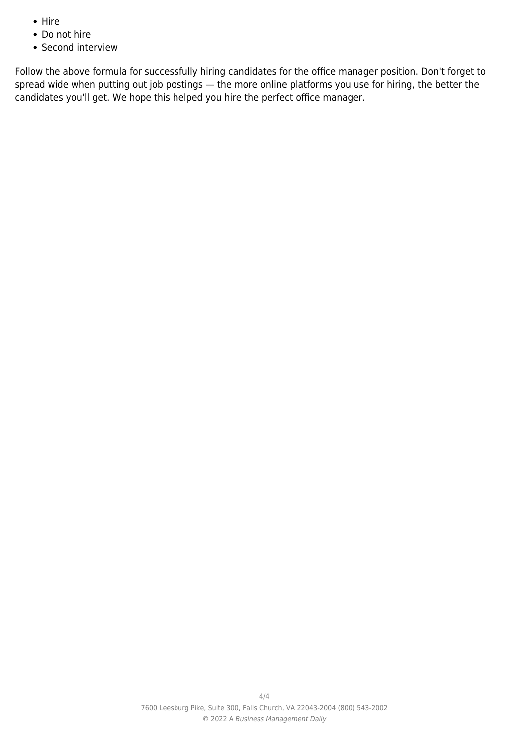- Hire
- Do not hire
- Second interview

Follow the above formula for successfully hiring candidates for the office manager position. Don't forget to spread wide when putting out job postings — the more online platforms you use for hiring, the better the candidates you'll get. We hope this helped you hire the perfect office manager.